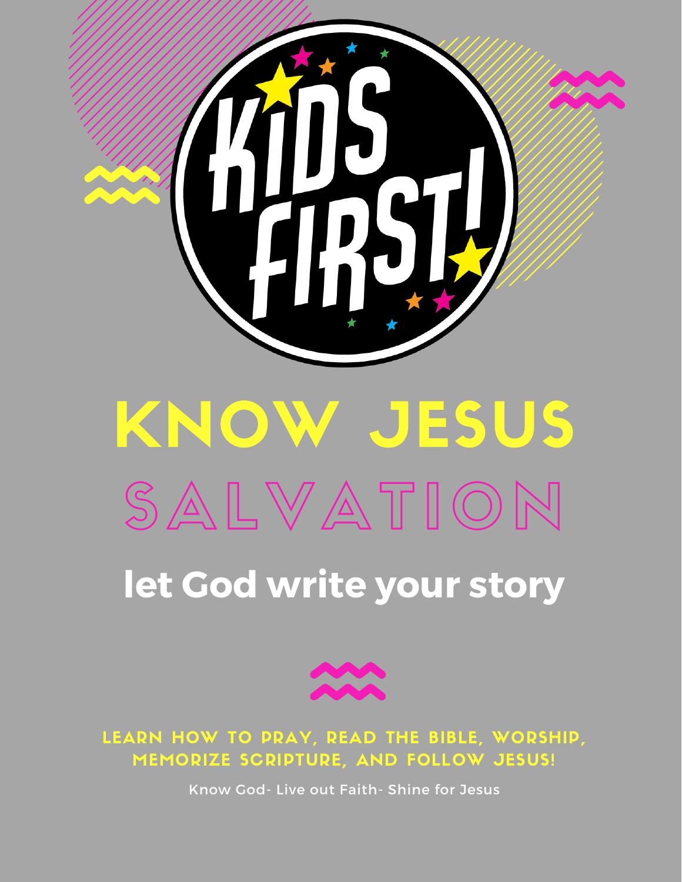# KIDS FIRST!

# KNOW JESUS

## SALVATION

### let God write your story

LEARN HOW TO PRAY, READ THE BIBLE, WORSHIP, MEMORIZE SCRIPTURE, AND FOLLOW JESUS!

Know God- Live out Faith- Shine for Jesus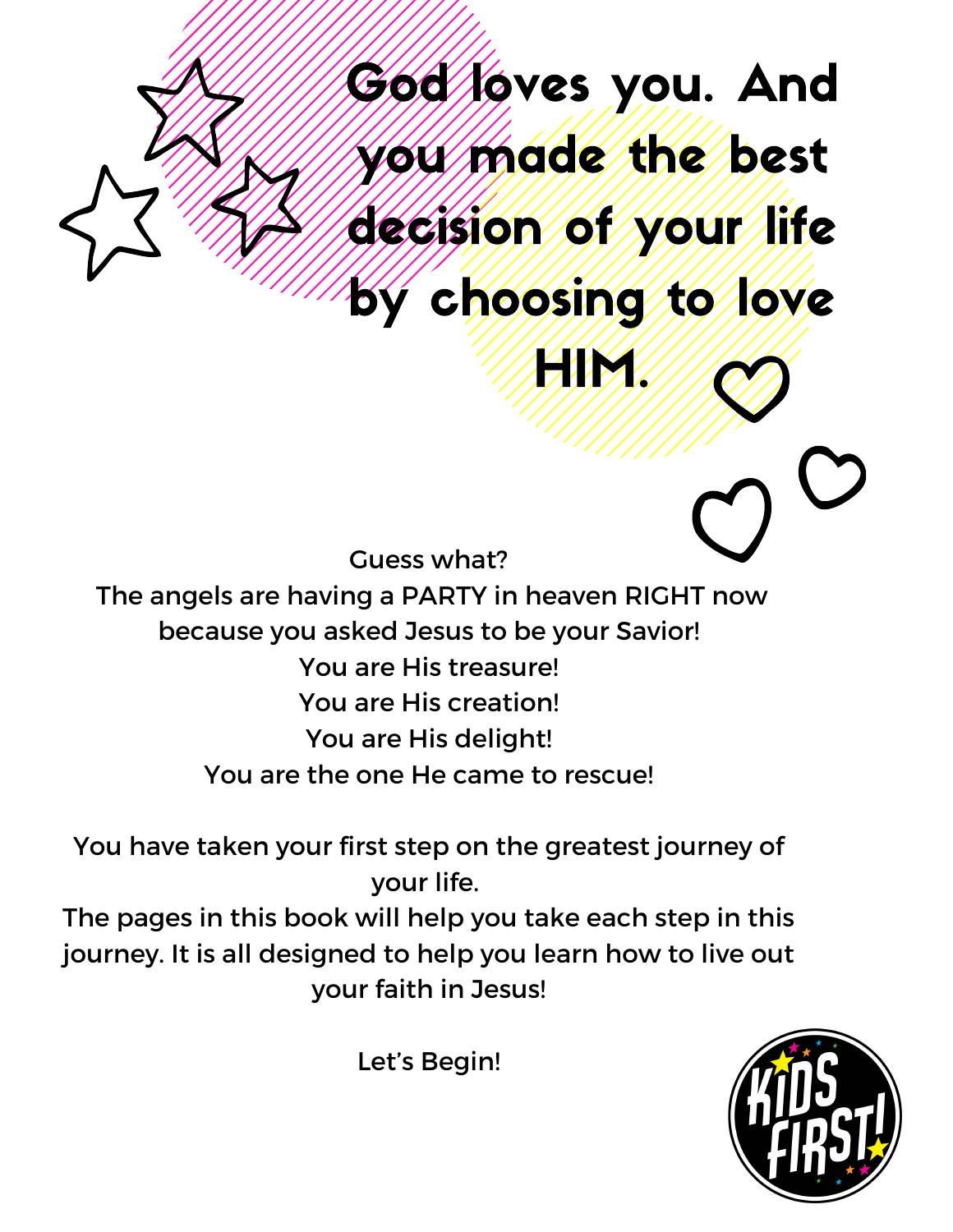# God loves you. And you made the best decision of your life by choosing to love HIM.

Guess what?
The angels are having a PARTY in heaven RIGHT now because you asked Jesus to be your Savior!
You are His treasure!
You are His creation!
You are His delight!
You are the one He came to rescue!

You have taken your first step on the greatest journey of your life.
The pages in this book will help you take each step in this journey. It is all designed to help you learn how to live out your faith in Jesus!

Let's Begin!

KIDS FIRST!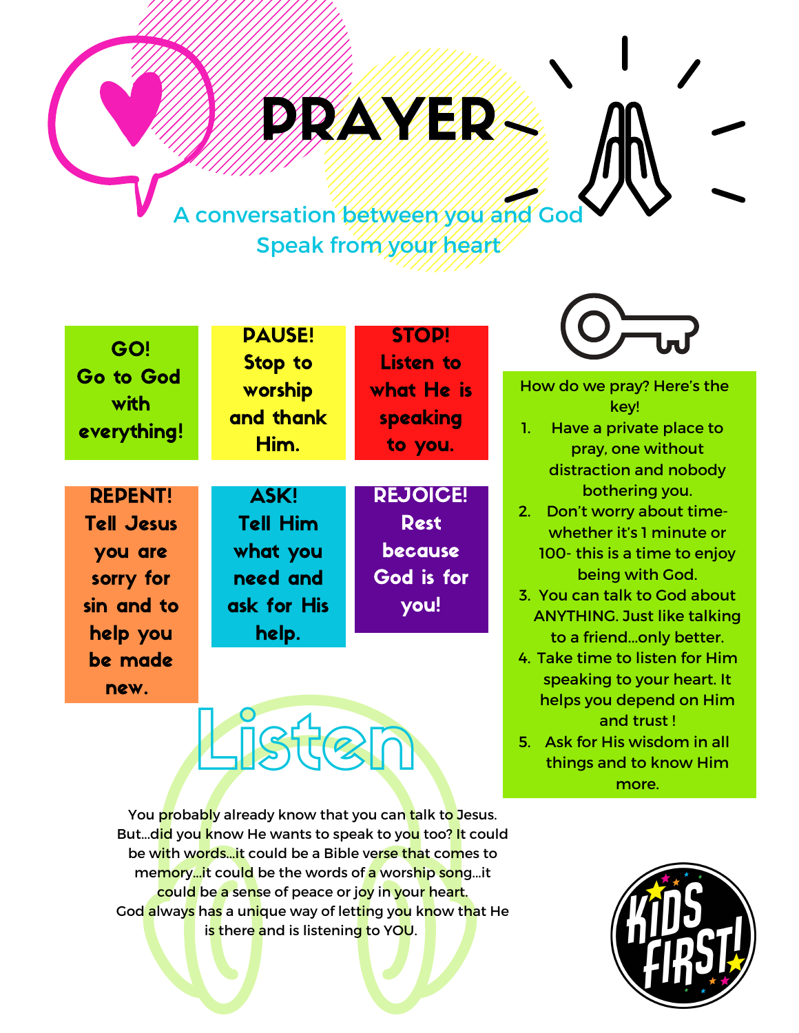# PRAYER

A conversation between you and God
Speak from your heart

**GO!** Go to God with everything!

**PAUSE!** Stop to worship and thank Him.

**STOP!** Listen to what He is speaking to you.

**REPENT!** Tell Jesus you are sorry for sin and to help you be made new.

**ASK!** Tell Him what you need and ask for His help.

**REJOICE!** Rest because God is for you!

How do we pray? Here's the key!

1. Have a private place to pray, one without distraction and nobody bothering you.
2. Don't worry about time- whether it's 1 minute or 100- this is a time to enjoy being with God.
3. You can talk to God about ANYTHING. Just like talking to a friend...only better.
4. Take time to listen for Him speaking to your heart. It helps you depend on Him and trust !
5. Ask for His wisdom in all things and to know Him more.

## Listen

You probably already know that you can talk to Jesus. But...did you know He wants to speak to you too? It could be with words...it could be a Bible verse that comes to memory...it could be the words of a worship song...it could be a sense of peace or joy in your heart. God always has a unique way of letting you know that He is there and is listening to YOU.

KIDS FIRST!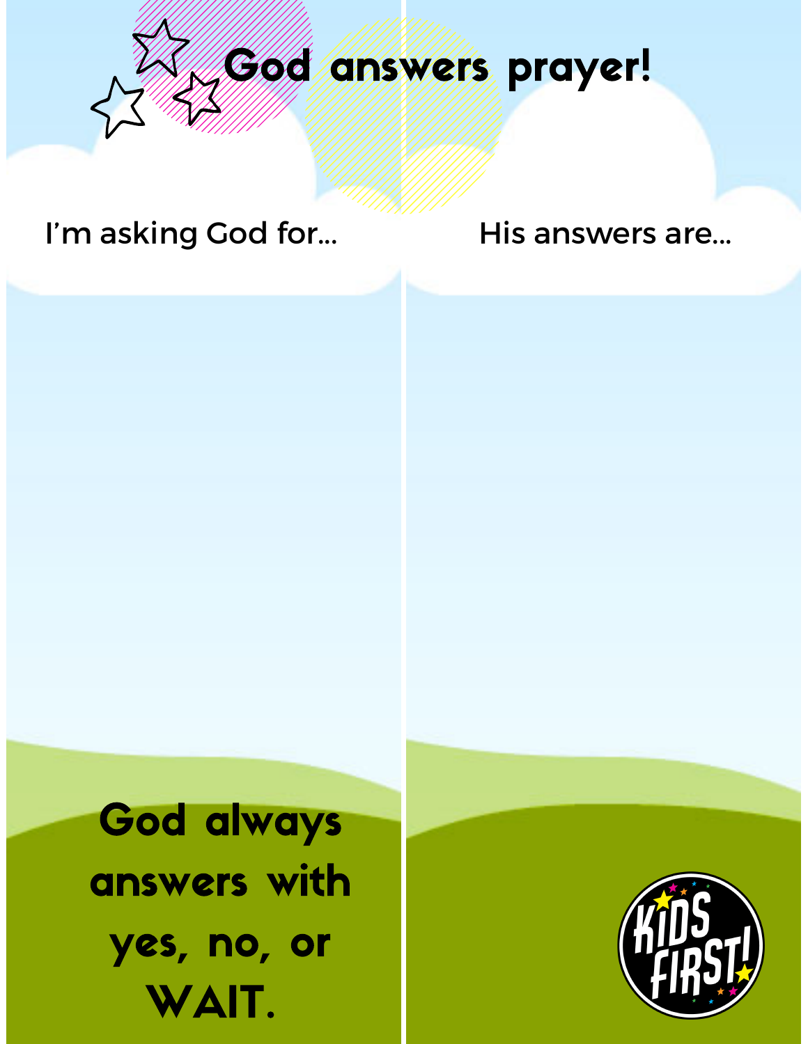# God answers prayer!

I'm asking God for...

His answers are...

**God always answers with yes, no, or WAIT.**

KIDS FIRST!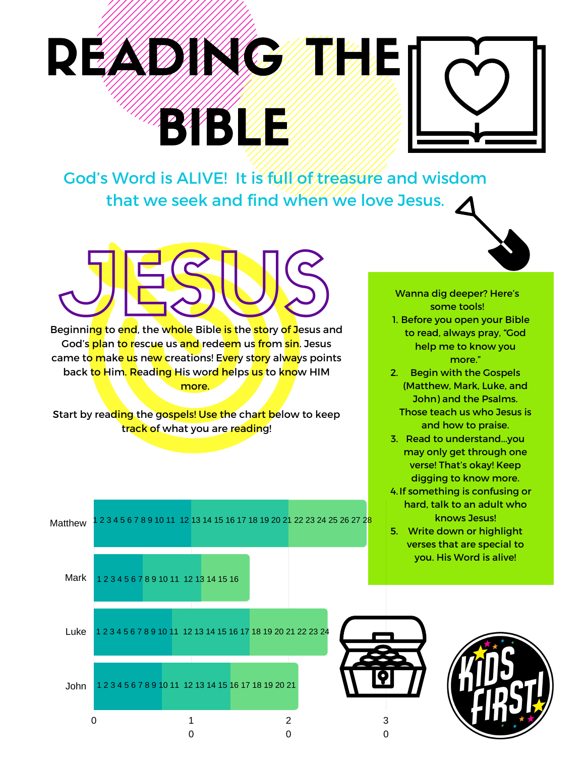# READING THE BIBLE

God's Word is ALIVE! It is full of treasure and wisdom that we seek and find when we love Jesus.

## JESUS

Beginning to end, the whole Bible is the story of Jesus and God's plan to rescue us and redeem us from sin. Jesus came to make us new creations! Every story always points back to Him. Reading His word helps us to know HIM more.

Start by reading the gospels! Use the chart below to keep track of what you are reading!

Wanna dig deeper? Here's some tools!

1. Before you open your Bible to read, always pray, "God help me to know you more."
2. Begin with the Gospels (Matthew, Mark, Luke, and John) and the Psalms. Those teach us who Jesus is and how to praise.
3. Read to understand…you may only get through one verse! That's okay! Keep digging to know more.
4. If something is confusing or hard, talk to an adult who knows Jesus!
5. Write down or highlight verses that are special to you. His Word is alive!

| Book | Chapters |
| --- | --- |
| Matthew | 1 2 3 4 5 6 7 8 9 10 11 12 13 14 15 16 17 18 19 20 21 22 23 24 25 26 27 28 |
| Mark | 1 2 3 4 5 6 7 8 9 10 11 12 13 14 15 16 |
| Luke | 1 2 3 4 5 6 7 8 9 10 11 12 13 14 15 16 17 18 19 20 21 22 23 24 |
| John | 1 2 3 4 5 6 7 8 9 10 11 12 13 14 15 16 17 18 19 20 21 |

0 10 20 30

KIDS FIRST!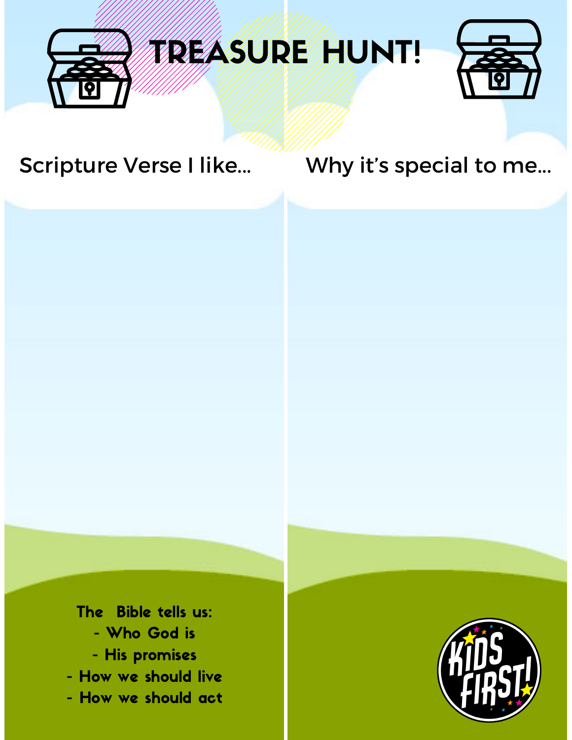# TREASURE HUNT!

Scripture Verse I like...

Why it's special to me...

**The Bible tells us:**
- **Who God is**
- **His promises**
- **How we should live**
- **How we should act**

KIDS FIRST!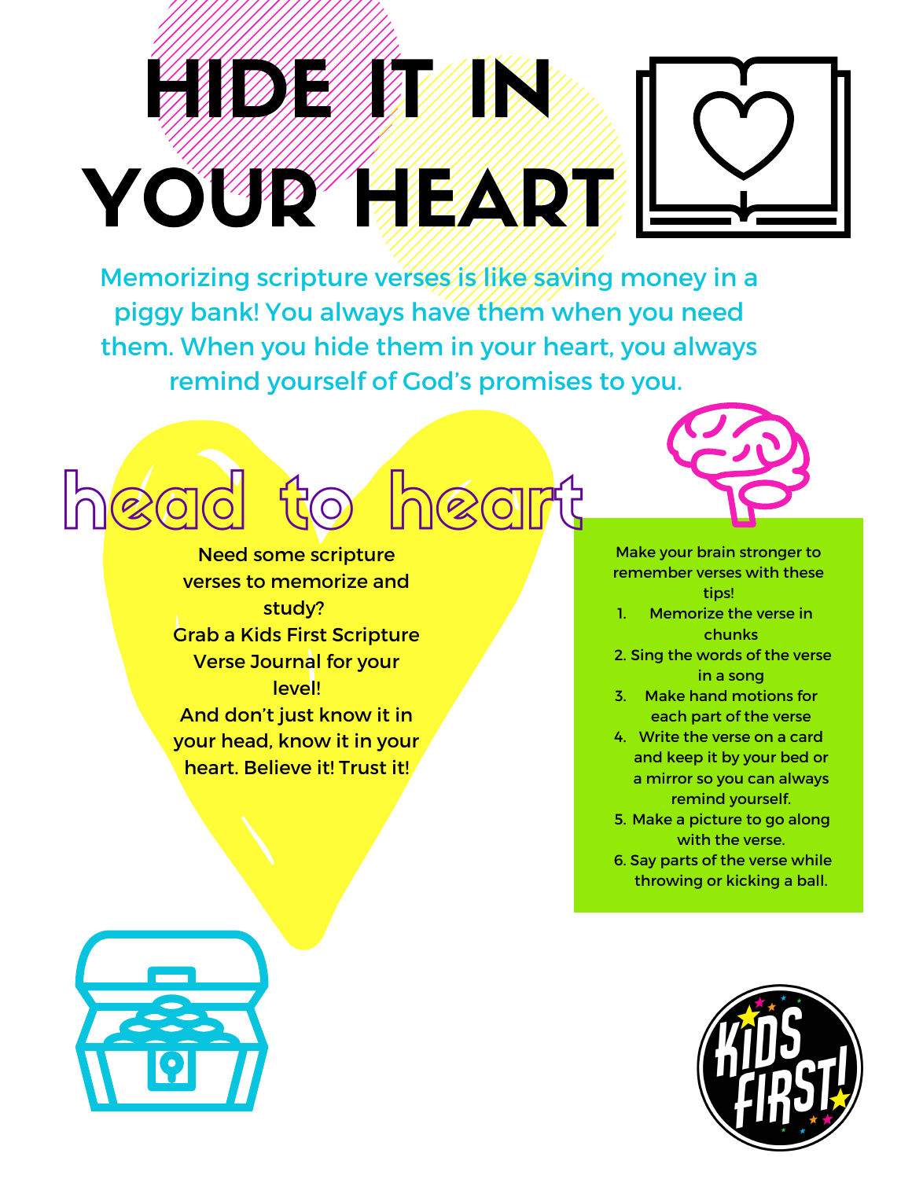# HIDE IT IN YOUR HEART

Memorizing scripture verses is like saving money in a piggy bank! You always have them when you need them. When you hide them in your heart, you always remind yourself of God's promises to you.

## head to heart

Need some scripture verses to memorize and study?
Grab a Kids First Scripture Verse Journal for your level!
And don't just know it in your head, know it in your heart. Believe it! Trust it!

Make your brain stronger to remember verses with these tips!

1. Memorize the verse in chunks
2. Sing the words of the verse in a song
3. Make hand motions for each part of the verse
4. Write the verse on a card and keep it by your bed or a mirror so you can always remind yourself.
5. Make a picture to go along with the verse.
6. Say parts of the verse while throwing or kicking a ball.

KIDS FIRST!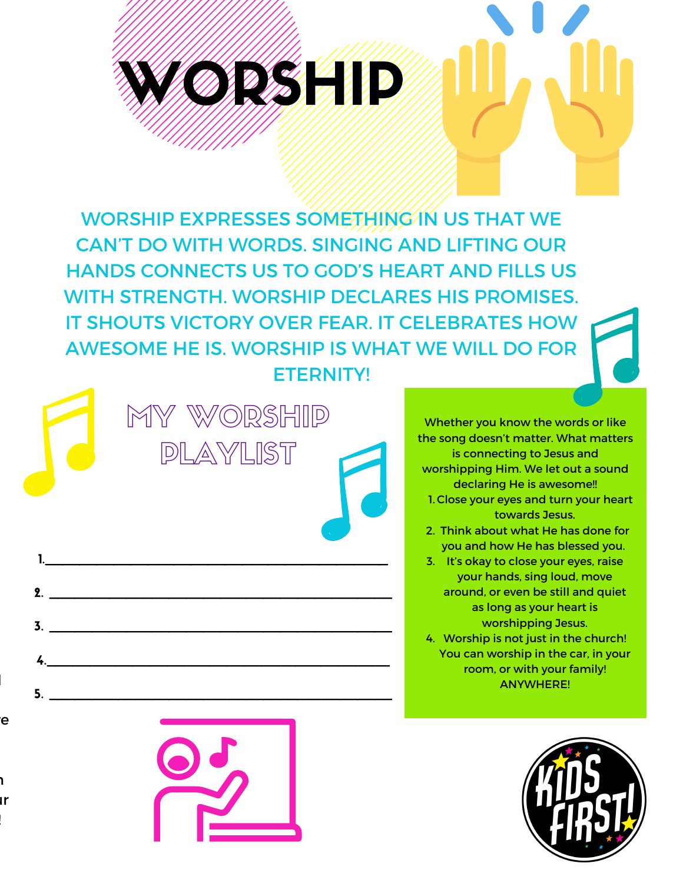# WORSHIP

WORSHIP EXPRESSES SOMETHING IN US THAT WE CAN'T DO WITH WORDS. SINGING AND LIFTING OUR HANDS CONNECTS US TO GOD'S HEART AND FILLS US WITH STRENGTH. WORSHIP DECLARES HIS PROMISES. IT SHOUTS VICTORY OVER FEAR. IT CELEBRATES HOW AWESOME HE IS. WORSHIP IS WHAT WE WILL DO FOR ETERNITY!

## MY WORSHIP PLAYLIST

1. ________________________________________________
2. ________________________________________________
3. ________________________________________________
4. ________________________________________________
5. ________________________________________________

Whether you know the words or like the song doesn't matter. What matters is connecting to Jesus and worshipping Him. We let out a sound declaring He is awesome!!

1. Close your eyes and turn your heart towards Jesus.
2. Think about what He has done for you and how He has blessed you.
3. It's okay to close your eyes, raise your hands, sing loud, move around, or even be still and quiet as long as your heart is worshipping Jesus.
4. Worship is not just in the church! You can worship in the car, in your room, or with your family! ANYWHERE!

KIDS FIRST!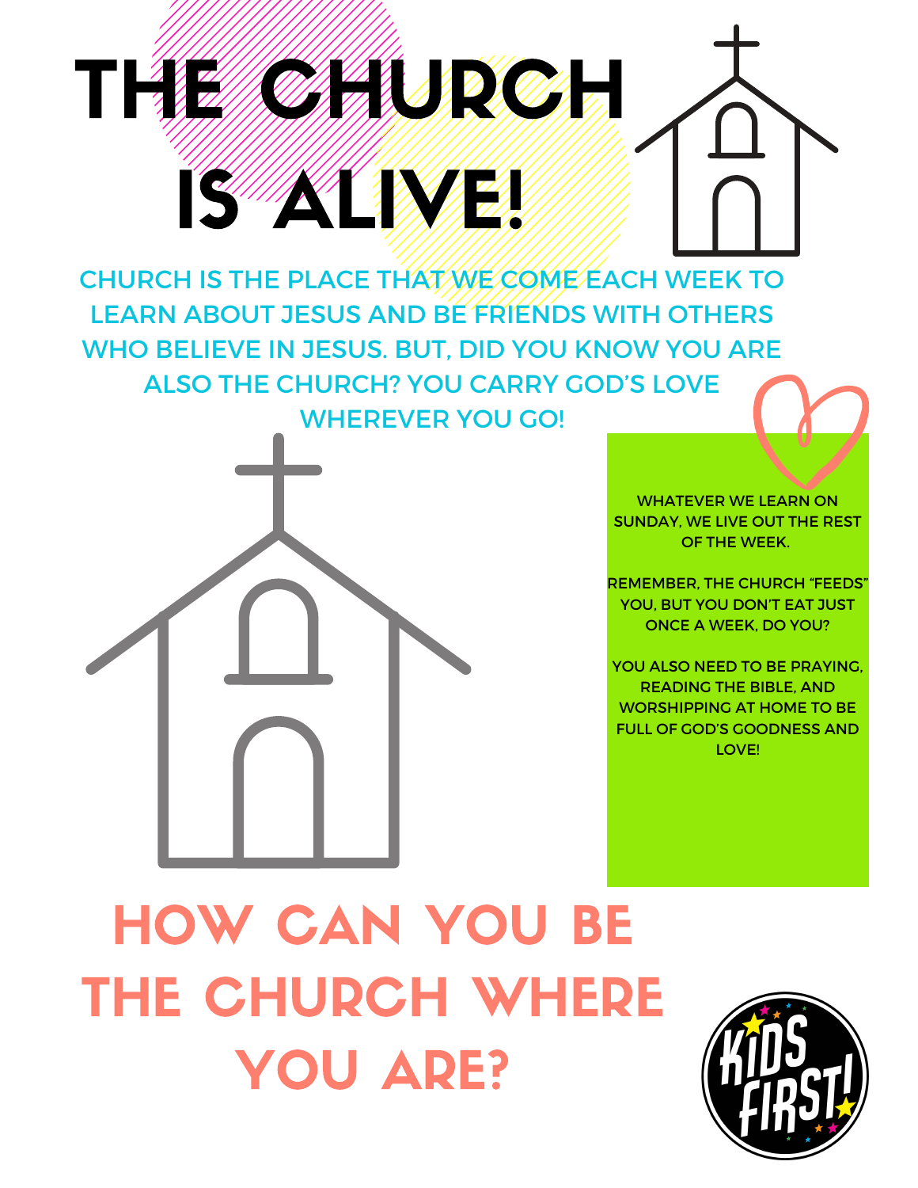# THE CHURCH IS ALIVE!

CHURCH IS THE PLACE THAT WE COME EACH WEEK TO LEARN ABOUT JESUS AND BE FRIENDS WITH OTHERS WHO BELIEVE IN JESUS. BUT, DID YOU KNOW YOU ARE ALSO THE CHURCH? YOU CARRY GOD'S LOVE WHEREVER YOU GO!

WHATEVER WE LEARN ON SUNDAY, WE LIVE OUT THE REST OF THE WEEK.

REMEMBER, THE CHURCH "FEEDS" YOU, BUT YOU DON'T EAT JUST ONCE A WEEK, DO YOU?

YOU ALSO NEED TO BE PRAYING, READING THE BIBLE, AND WORSHIPPING AT HOME TO BE FULL OF GOD'S GOODNESS AND LOVE!

## HOW CAN YOU BE THE CHURCH WHERE YOU ARE?

KIDS FIRST!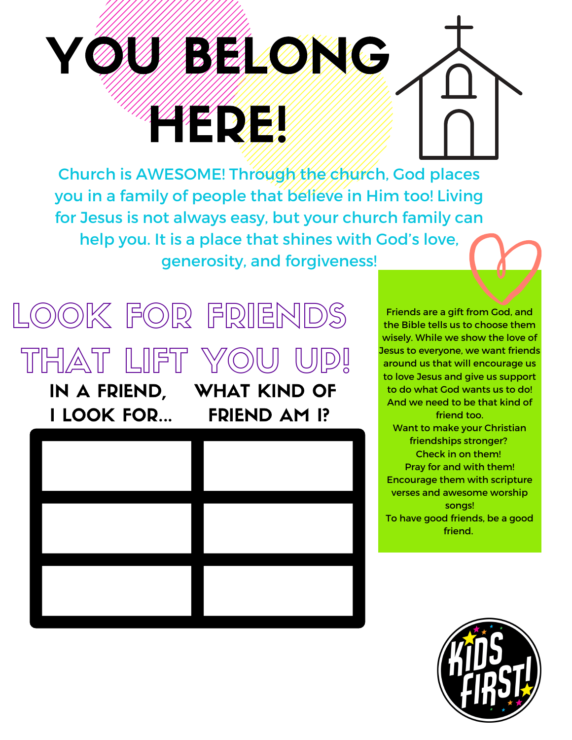# YOU BELONG HERE!

Church is AWESOME! Through the church, God places you in a family of people that believe in Him too! Living for Jesus is not always easy, but your church family can help you. It is a place that shines with God's love, generosity, and forgiveness!

## LOOK FOR FRIENDS THAT LIFT YOU UP!

| IN A FRIEND, I LOOK FOR... | WHAT KIND OF FRIEND AM I? |
| --- | --- |
| | |
| | |
| | |

Friends are a gift from God, and the Bible tells us to choose them wisely. While we show the love of Jesus to everyone, we want friends around us that will encourage us to love Jesus and give us support to do what God wants us to do! And we need to be that kind of friend too.

Want to make your Christian friendships stronger?
Check in on them!
Pray for and with them!
Encourage them with scripture verses and awesome worship songs!
To have good friends, be a good friend.

KIDS FIRST!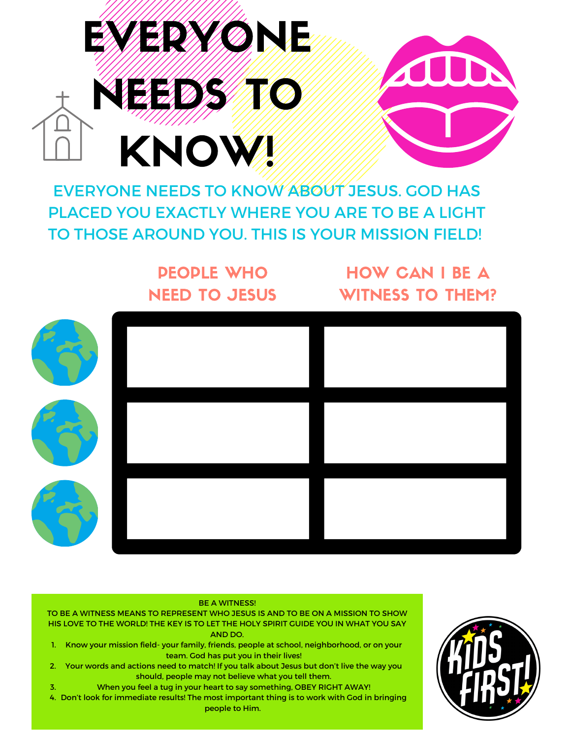# EVERYONE NEEDS TO KNOW!

EVERYONE NEEDS TO KNOW ABOUT JESUS. GOD HAS PLACED YOU EXACTLY WHERE YOU ARE TO BE A LIGHT TO THOSE AROUND YOU. THIS IS YOUR MISSION FIELD!

| PEOPLE WHO NEED TO JESUS | HOW CAN I BE A WITNESS TO THEM? |
|---|---|
| | |
| | |
| | |

BE A WITNESS!

TO BE A WITNESS MEANS TO REPRESENT WHO JESUS IS AND TO BE ON A MISSION TO SHOW HIS LOVE TO THE WORLD! THE KEY IS TO LET THE HOLY SPIRIT GUIDE YOU IN WHAT YOU SAY AND DO.

1. Know your mission field- your family, friends, people at school, neighborhood, or on your team. God has put you in their lives!
2. Your words and actions need to match! If you talk about Jesus but don't live the way you should, people may not believe what you tell them.
3. When you feel a tug in your heart to say something, OBEY RIGHT AWAY!
4. Don't look for immediate results! The most important thing is to work with God in bringing people to Him.

KIDS FIRST!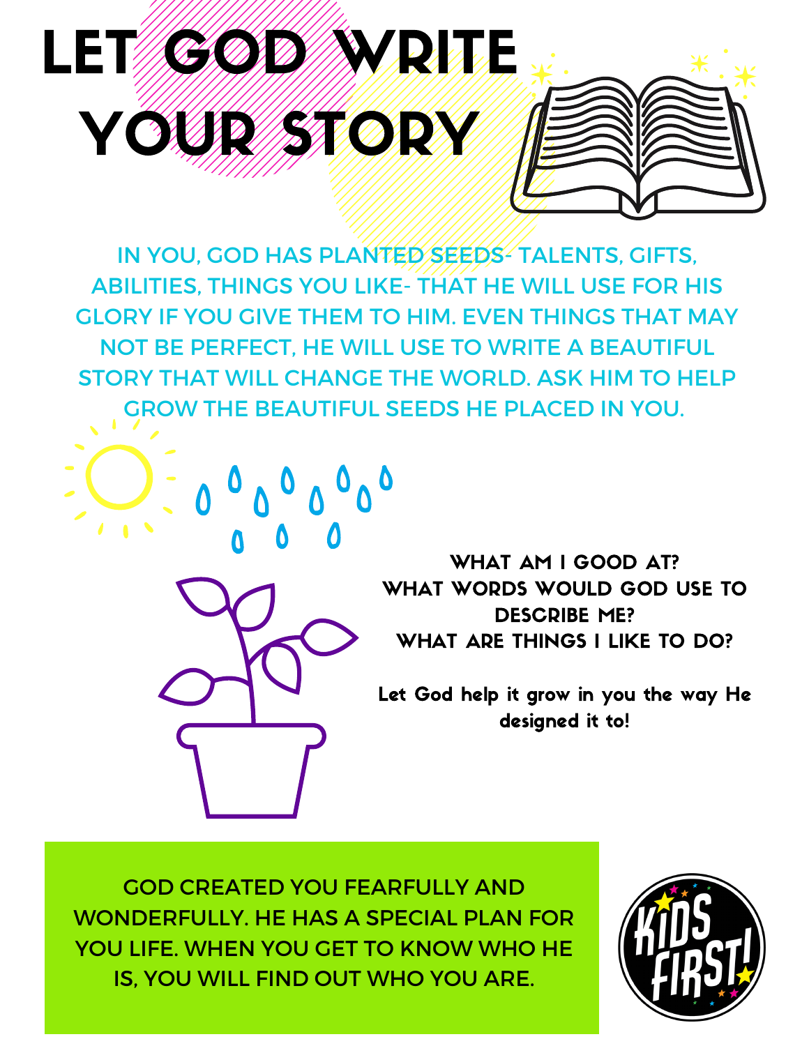# LET GOD WRITE YOUR STORY

IN YOU, GOD HAS PLANTED SEEDS- TALENTS, GIFTS, ABILITIES, THINGS YOU LIKE- THAT HE WILL USE FOR HIS GLORY IF YOU GIVE THEM TO HIM. EVEN THINGS THAT MAY NOT BE PERFECT, HE WILL USE TO WRITE A BEAUTIFUL STORY THAT WILL CHANGE THE WORLD. ASK HIM TO HELP GROW THE BEAUTIFUL SEEDS HE PLACED IN YOU.

WHAT AM I GOOD AT?
WHAT WORDS WOULD GOD USE TO DESCRIBE ME?
WHAT ARE THINGS I LIKE TO DO?

**Let God help it grow in you the way He designed it to!**

GOD CREATED YOU FEARFULLY AND WONDERFULLY. HE HAS A SPECIAL PLAN FOR YOU LIFE. WHEN YOU GET TO KNOW WHO HE IS, YOU WILL FIND OUT WHO YOU ARE.

KIDS FIRST!